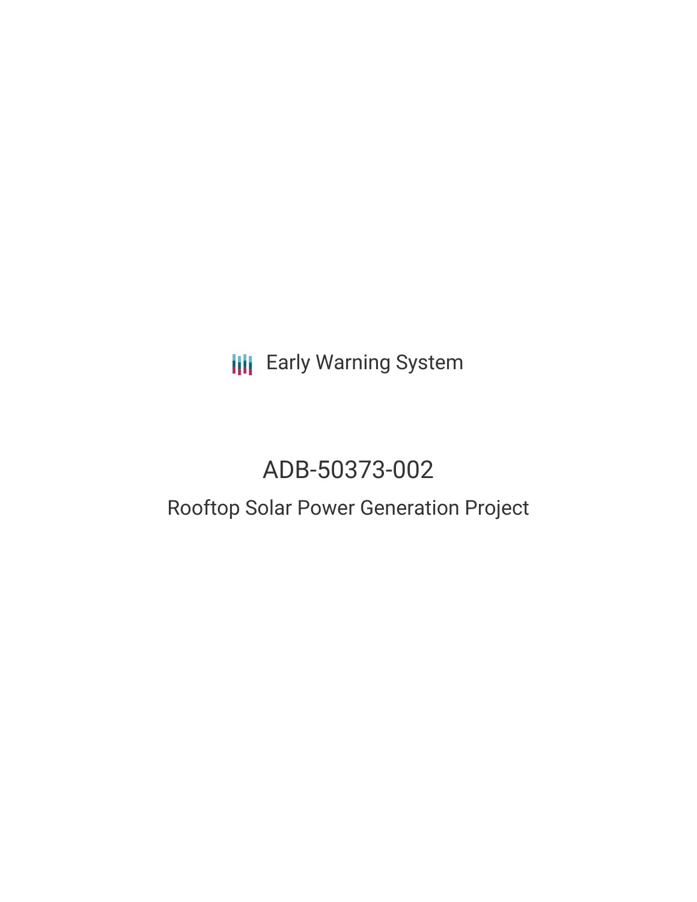Early Warning System

# ADB-50373-002

## Rooftop Solar Power Generation Project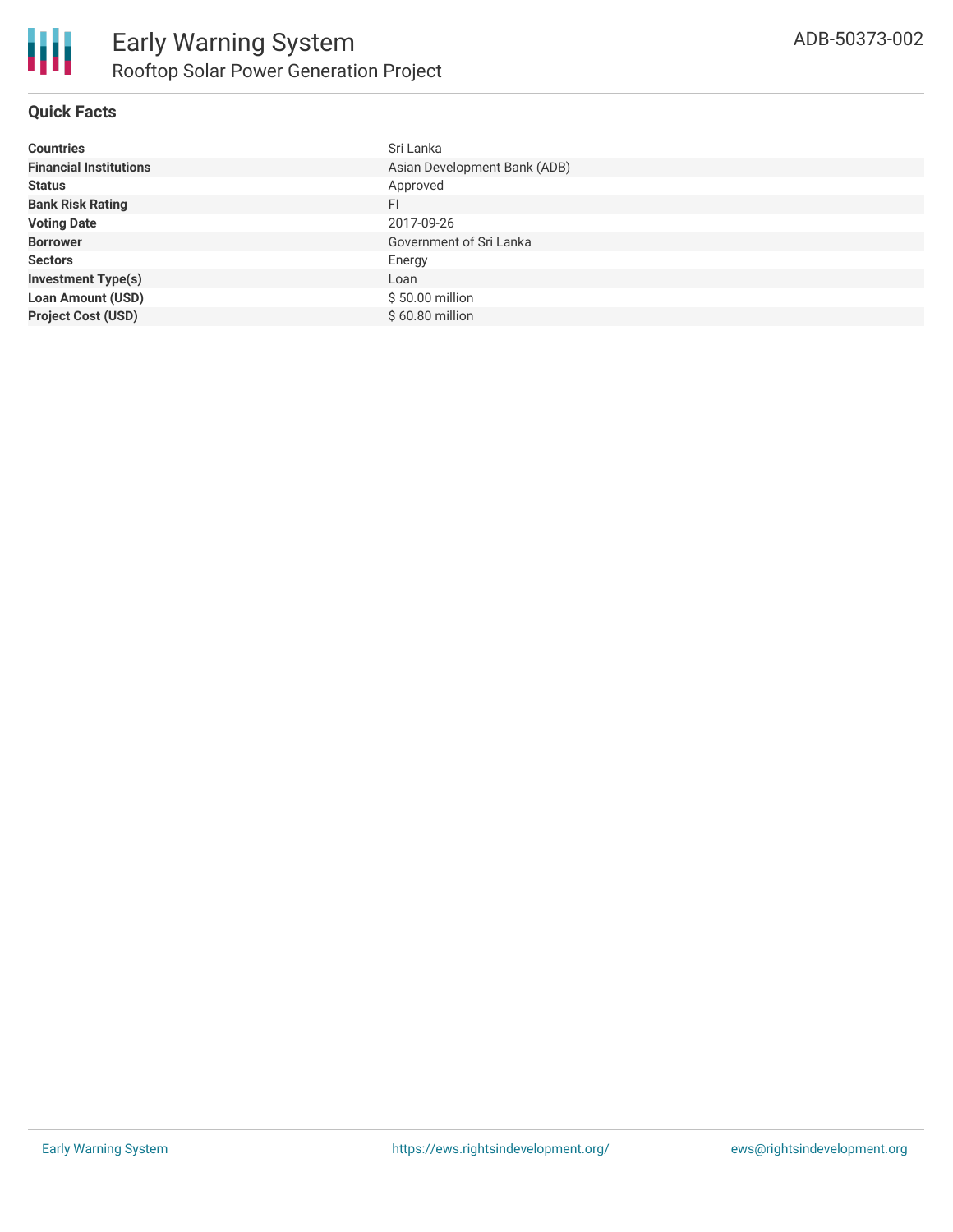# Early Warning System

## Rooftop Solar Power Generation Project

ADB-50373-002

### Quick Facts

| | |
|---|---|
| **Countries** | Sri Lanka |
| **Financial Institutions** | Asian Development Bank (ADB) |
| **Status** | Approved |
| **Bank Risk Rating** | FI |
| **Voting Date** | 2017-09-26 |
| **Borrower** | Government of Sri Lanka |
| **Sectors** | Energy |
| **Investment Type(s)** | Loan |
| **Loan Amount (USD)** | $ 50.00 million |
| **Project Cost (USD)** | $ 60.80 million |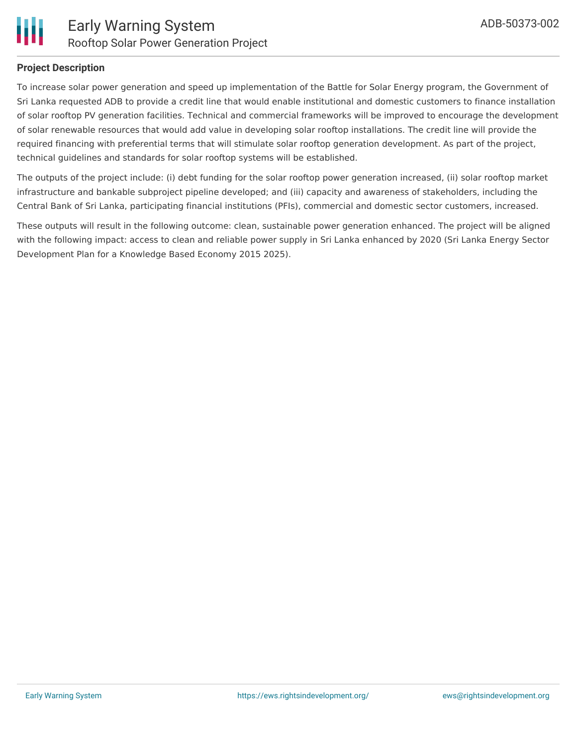**Project Description**

To increase solar power generation and speed up implementation of the Battle for Solar Energy program, the Government of Sri Lanka requested ADB to provide a credit line that would enable institutional and domestic customers to finance installation of solar rooftop PV generation facilities. Technical and commercial frameworks will be improved to encourage the development of solar renewable resources that would add value in developing solar rooftop installations. The credit line will provide the required financing with preferential terms that will stimulate solar rooftop generation development. As part of the project, technical guidelines and standards for solar rooftop systems will be established.

The outputs of the project include: (i) debt funding for the solar rooftop power generation increased, (ii) solar rooftop market infrastructure and bankable subproject pipeline developed; and (iii) capacity and awareness of stakeholders, including the Central Bank of Sri Lanka, participating financial institutions (PFIs), commercial and domestic sector customers, increased.

These outputs will result in the following outcome: clean, sustainable power generation enhanced. The project will be aligned with the following impact: access to clean and reliable power supply in Sri Lanka enhanced by 2020 (Sri Lanka Energy Sector Development Plan for a Knowledge Based Economy 2015 2025).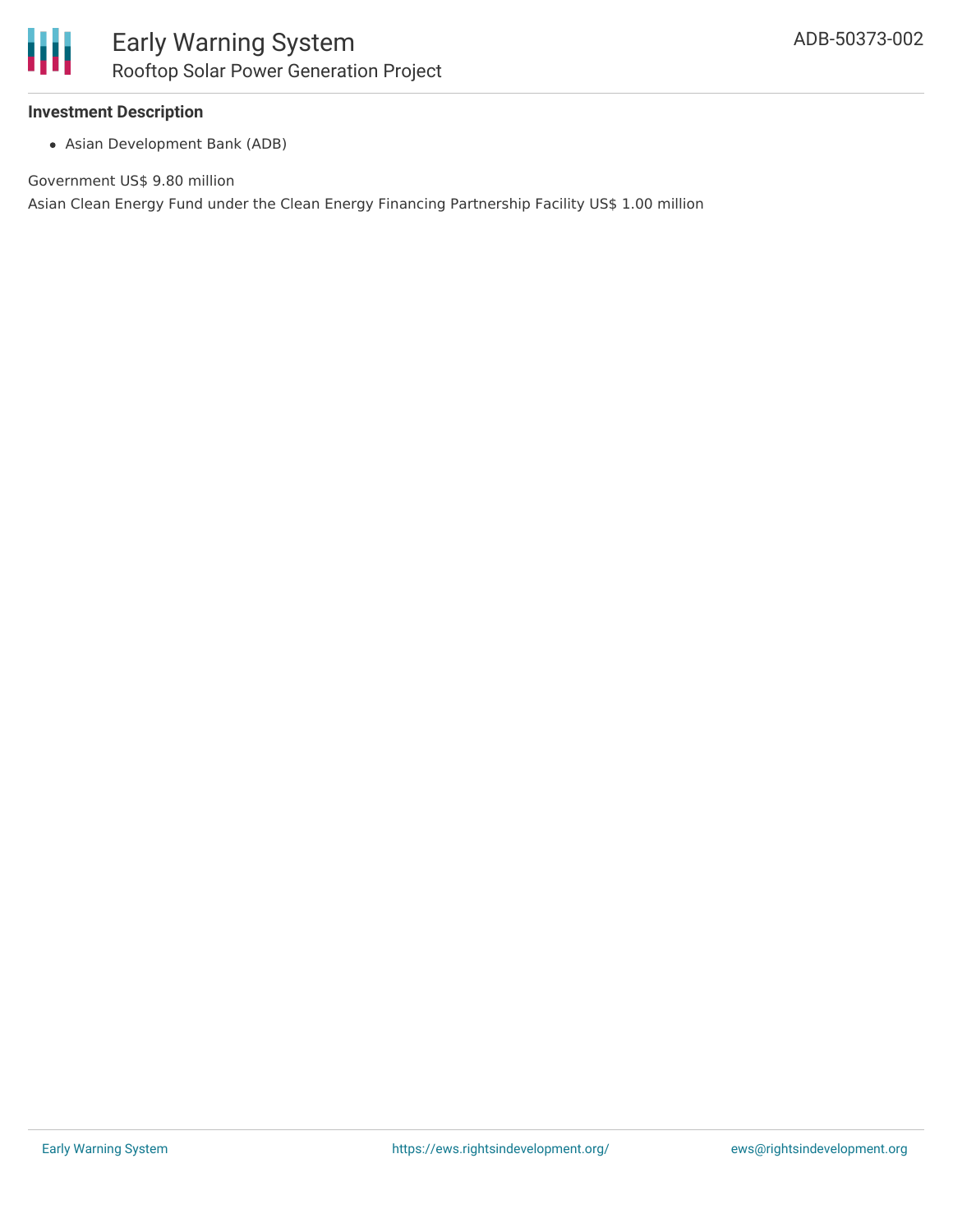### Investment Description

- Asian Development Bank (ADB)

Government US$ 9.80 million

Asian Clean Energy Fund under the Clean Energy Financing Partnership Facility US$ 1.00 million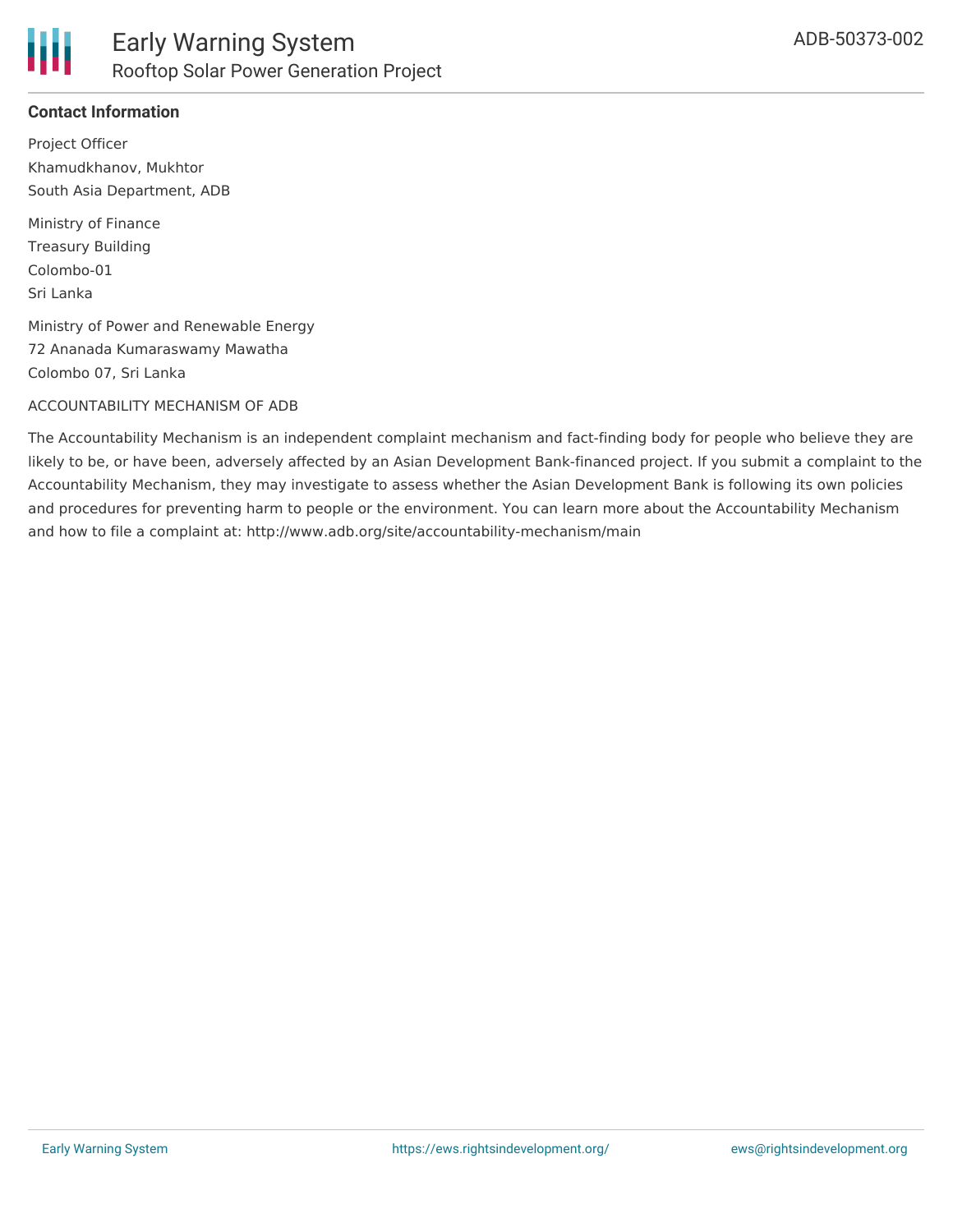**Contact Information**

Project Officer
Khamudkhanov, Mukhtor
South Asia Department, ADB

Ministry of Finance
Treasury Building
Colombo-01
Sri Lanka

Ministry of Power and Renewable Energy
72 Ananada Kumaraswamy Mawatha
Colombo 07, Sri Lanka

ACCOUNTABILITY MECHANISM OF ADB

The Accountability Mechanism is an independent complaint mechanism and fact-finding body for people who believe they are likely to be, or have been, adversely affected by an Asian Development Bank-financed project. If you submit a complaint to the Accountability Mechanism, they may investigate to assess whether the Asian Development Bank is following its own policies and procedures for preventing harm to people or the environment. You can learn more about the Accountability Mechanism and how to file a complaint at: http://www.adb.org/site/accountability-mechanism/main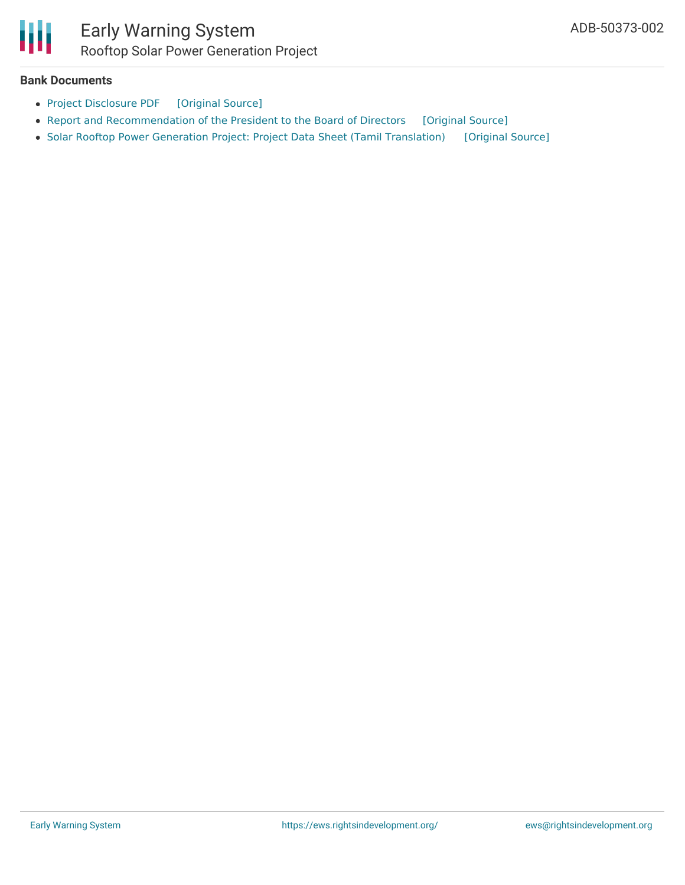### Bank Documents

- Project Disclosure PDF [Original Source]
- Report and Recommendation of the President to the Board of Directors [Original Source]
- Solar Rooftop Power Generation Project: Project Data Sheet (Tamil Translation) [Original Source]